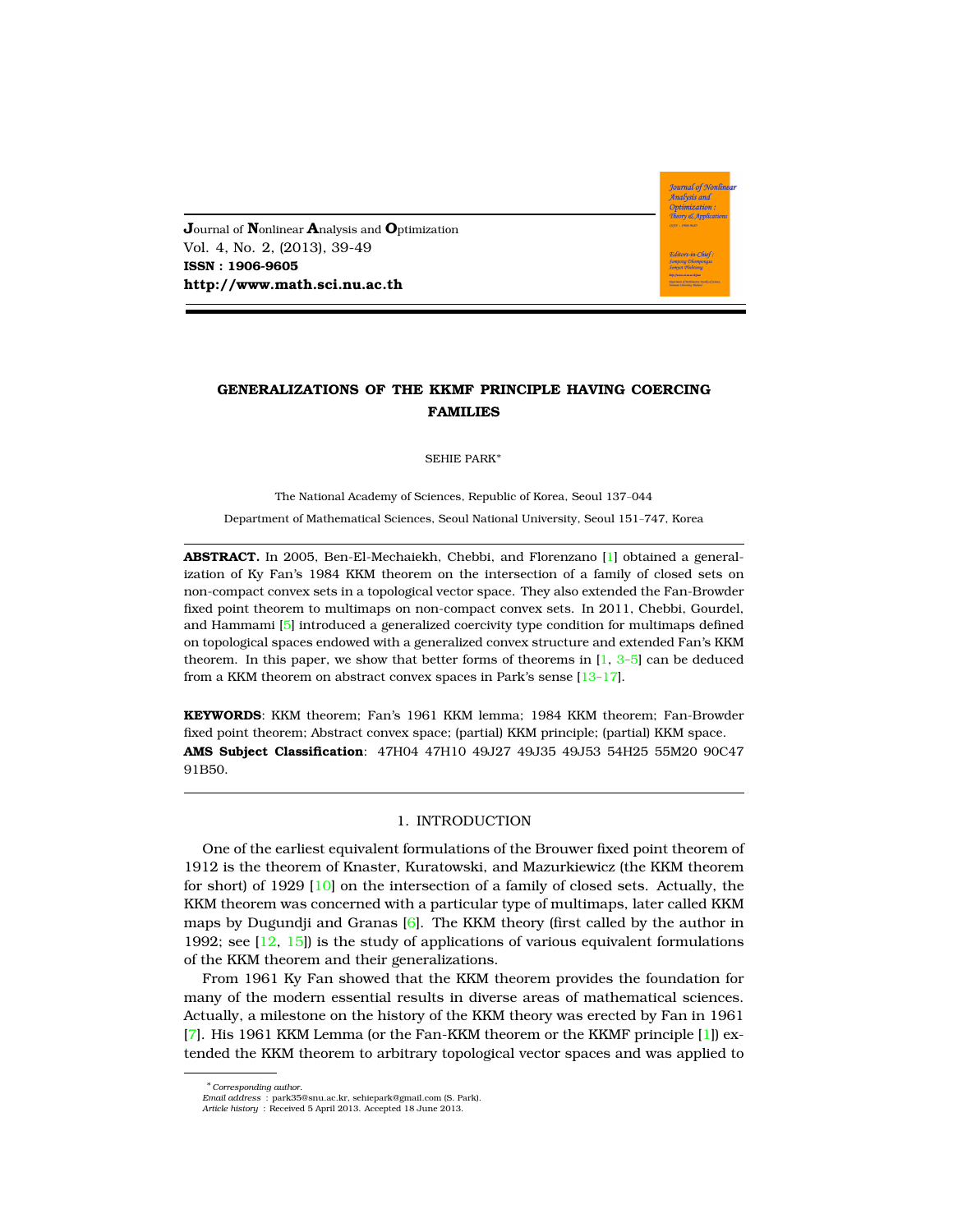**J**ournal of **N**onlinear **A**nalysis and **O**ptimization
Vol. 4, No. 2, (2013), 39-49
**ISSN : 1906-9605**
**http://www.math.sci.nu.ac.th**

# GENERALIZATIONS OF THE KKMF PRINCIPLE HAVING COERCING FAMILIES

SEHIE PARK*

The National Academy of Sciences, Republic of Korea, Seoul 137–044

Department of Mathematical Sciences, Seoul National University, Seoul 151–747, Korea

**ABSTRACT.** In 2005, Ben-El-Mechaiekh, Chebbi, and Florenzano [1] obtained a generalization of Ky Fan's 1984 KKM theorem on the intersection of a family of closed sets on non-compact convex sets in a topological vector space. They also extended the Fan-Browder fixed point theorem to multimaps on non-compact convex sets. In 2011, Chebbi, Gourdel, and Hammami [5] introduced a generalized coercivity type condition for multimaps defined on topological spaces endowed with a generalized convex structure and extended Fan's KKM theorem. In this paper, we show that better forms of theorems in [1, 3–5] can be deduced from a KKM theorem on abstract convex spaces in Park's sense [13–17].

**KEYWORDS**: KKM theorem; Fan's 1961 KKM lemma; 1984 KKM theorem; Fan-Browder fixed point theorem; Abstract convex space; (partial) KKM principle; (partial) KKM space.
**AMS Subject Classification**: 47H04 47H10 49J27 49J35 49J53 54H25 55M20 90C47 91B50.

## 1. INTRODUCTION

One of the earliest equivalent formulations of the Brouwer fixed point theorem of 1912 is the theorem of Knaster, Kuratowski, and Mazurkiewicz (the KKM theorem for short) of 1929 [10] on the intersection of a family of closed sets. Actually, the KKM theorem was concerned with a particular type of multimaps, later called KKM maps by Dugundji and Granas [6]. The KKM theory (first called by the author in 1992; see [12, 15]) is the study of applications of various equivalent formulations of the KKM theorem and their generalizations.

From 1961 Ky Fan showed that the KKM theorem provides the foundation for many of the modern essential results in diverse areas of mathematical sciences. Actually, a milestone on the history of the KKM theory was erected by Fan in 1961 [7]. His 1961 KKM Lemma (or the Fan-KKM theorem or the KKMF principle [1]) extended the KKM theorem to arbitrary topological vector spaces and was applied to

---

* *Corresponding author.*
*Email address* : park35@snu.ac.kr, sehiepark@gmail.com (S. Park).
*Article history* : Received 5 April 2013. Accepted 18 June 2013.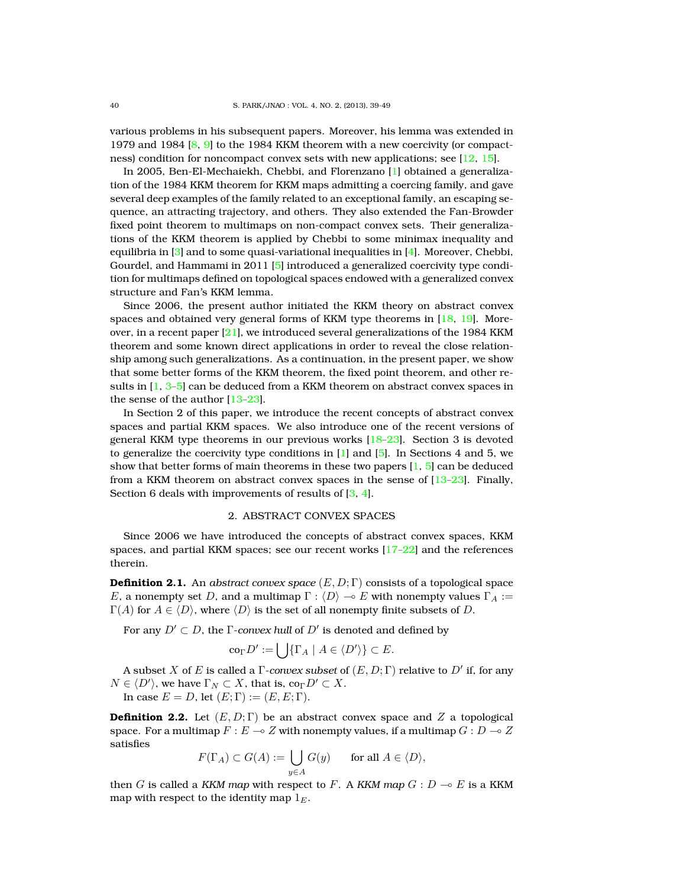various problems in his subsequent papers. Moreover, his lemma was extended in 1979 and 1984 [8, 9] to the 1984 KKM theorem with a new coercivity (or compactness) condition for noncompact convex sets with new applications; see [12, 15].

In 2005, Ben-El-Mechaiekh, Chebbi, and Florenzano [1] obtained a generalization of the 1984 KKM theorem for KKM maps admitting a coercing family, and gave several deep examples of the family related to an exceptional family, an escaping sequence, an attracting trajectory, and others. They also extended the Fan-Browder fixed point theorem to multimaps on non-compact convex sets. Their generalizations of the KKM theorem is applied by Chebbi to some minimax inequality and equilibria in [3] and to some quasi-variational inequalities in [4]. Moreover, Chebbi, Gourdel, and Hammami in 2011 [5] introduced a generalized coercivity type condition for multimaps defined on topological spaces endowed with a generalized convex structure and Fan's KKM lemma.

Since 2006, the present author initiated the KKM theory on abstract convex spaces and obtained very general forms of KKM type theorems in [18, 19]. Moreover, in a recent paper [21], we introduced several generalizations of the 1984 KKM theorem and some known direct applications in order to reveal the close relationship among such generalizations. As a continuation, in the present paper, we show that some better forms of the KKM theorem, the fixed point theorem, and other results in [1, 3–5] can be deduced from a KKM theorem on abstract convex spaces in the sense of the author [13–23].

In Section 2 of this paper, we introduce the recent concepts of abstract convex spaces and partial KKM spaces. We also introduce one of the recent versions of general KKM type theorems in our previous works [18–23]. Section 3 is devoted to generalize the coercivity type conditions in [1] and [5]. In Sections 4 and 5, we show that better forms of main theorems in these two papers [1, 5] can be deduced from a KKM theorem on abstract convex spaces in the sense of [13–23]. Finally, Section 6 deals with improvements of results of [3, 4].

## 2. ABSTRACT CONVEX SPACES

Since 2006 we have introduced the concepts of abstract convex spaces, KKM spaces, and partial KKM spaces; see our recent works [17–22] and the references therein.

**Definition 2.1.** An *abstract convex space* $(E, D; \Gamma)$ consists of a topological space $E$, a nonempty set $D$, and a multimap $\Gamma : \langle D \rangle \multimap E$ with nonempty values $\Gamma_A := \Gamma(A)$ for $A \in \langle D \rangle$, where $\langle D \rangle$ is the set of all nonempty finite subsets of $D$.

For any $D' \subset D$, the $\Gamma$*-convex hull* of $D'$ is denoted and defined by

$$\mathrm{co}_\Gamma D' := \bigcup \{\Gamma_A \mid A \in \langle D' \rangle\} \subset E.$$

A subset $X$ of $E$ is called a $\Gamma$*-convex subset* of $(E, D; \Gamma)$ relative to $D'$ if, for any $N \in \langle D' \rangle$, we have $\Gamma_N \subset X$, that is, $\mathrm{co}_\Gamma D' \subset X$.

In case $E = D$, let $(E; \Gamma) := (E, E; \Gamma)$.

**Definition 2.2.** Let $(E, D; \Gamma)$ be an abstract convex space and $Z$ a topological space. For a multimap $F : E \multimap Z$ with nonempty values, if a multimap $G : D \multimap Z$ satisfies

$$F(\Gamma_A) \subset G(A) := \bigcup_{y \in A} G(y) \qquad \text{for all } A \in \langle D \rangle,$$

then $G$ is called a *KKM map* with respect to $F$. A *KKM map* $G : D \multimap E$ is a KKM map with respect to the identity map $1_E$.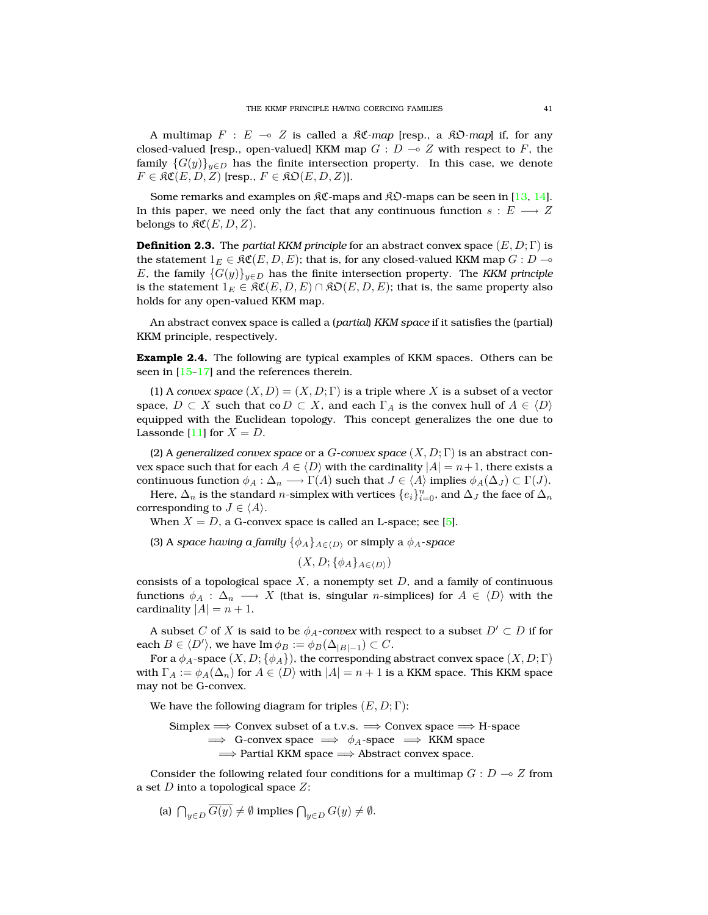A multimap $F : E \multimap Z$ is called a $\mathfrak{KC}$*-map* [resp., a $\mathfrak{KO}$*-map*] if, for any closed-valued [resp., open-valued] KKM map $G : D \multimap Z$ with respect to $F$, the family $\{G(y)\}_{y \in D}$ has the finite intersection property. In this case, we denote $F \in \mathfrak{KC}(E, D, Z)$ [resp., $F \in \mathfrak{KO}(E, D, Z)$].

Some remarks and examples on $\mathfrak{KC}$-maps and $\mathfrak{KO}$-maps can be seen in [13, 14]. In this paper, we need only the fact that any continuous function $s : E \longrightarrow Z$ belongs to $\mathfrak{KC}(E, D, Z)$.

**Definition 2.3.** The *partial KKM principle* for an abstract convex space $(E, D; \Gamma)$ is the statement $1_E \in \mathfrak{KC}(E, D, E)$; that is, for any closed-valued KKM map $G : D \multimap E$, the family $\{G(y)\}_{y \in D}$ has the finite intersection property. The *KKM principle* is the statement $1_E \in \mathfrak{KC}(E, D, E) \cap \mathfrak{KO}(E, D, E)$; that is, the same property also holds for any open-valued KKM map.

An abstract convex space is called a (*partial*) *KKM space* if it satisfies the (partial) KKM principle, respectively.

**Example 2.4.** The following are typical examples of KKM spaces. Others can be seen in [15–17] and the references therein.

(1) A *convex space* $(X, D) = (X, D; \Gamma)$ is a triple where $X$ is a subset of a vector space, $D \subset X$ such that $\operatorname{co} D \subset X$, and each $\Gamma_A$ is the convex hull of $A \in \langle D \rangle$ equipped with the Euclidean topology. This concept generalizes the one due to Lassonde [11] for $X = D$.

(2) A *generalized convex space* or a *G-convex space* $(X, D; \Gamma)$ is an abstract convex space such that for each $A \in \langle D \rangle$ with the cardinality $|A| = n+1$, there exists a continuous function $\phi_A : \Delta_n \longrightarrow \Gamma(A)$ such that $J \in \langle A \rangle$ implies $\phi_A(\Delta_J) \subset \Gamma(J)$.

Here, $\Delta_n$ is the standard $n$-simplex with vertices $\{e_i\}_{i=0}^n$, and $\Delta_J$ the face of $\Delta_n$ corresponding to $J \in \langle A \rangle$.

When $X = D$, a G-convex space is called an L-space; see [5].

(3) A *space having a family* $\{\phi_A\}_{A \in \langle D \rangle}$ or simply a $\phi_A$*-space*

$$(X, D; \{\phi_A\}_{A \in \langle D \rangle})$$

consists of a topological space $X$, a nonempty set $D$, and a family of continuous functions $\phi_A : \Delta_n \longrightarrow X$ (that is, singular $n$-simplices) for $A \in \langle D \rangle$ with the cardinality $|A| = n+1$.

A subset $C$ of $X$ is said to be $\phi_A$*-convex* with respect to a subset $D' \subset D$ if for each $B \in \langle D' \rangle$, we have $\operatorname{Im} \phi_B := \phi_B(\Delta_{|B|-1}) \subset C$.

For a $\phi_A$-space $(X, D; \{\phi_A\})$, the corresponding abstract convex space $(X, D; \Gamma)$ with $\Gamma_A := \phi_A(\Delta_n)$ for $A \in \langle D \rangle$ with $|A| = n+1$ is a KKM space. This KKM space may not be G-convex.

We have the following diagram for triples $(E, D; \Gamma)$:

$$\begin{gathered}
\text{Simplex} \Longrightarrow \text{Convex subset of a t.v.s.} \Longrightarrow \text{Convex space} \Longrightarrow \text{H-space} \\
\Longrightarrow \text{G-convex space} \Longrightarrow \phi_A\text{-space} \Longrightarrow \text{KKM space} \\
\Longrightarrow \text{Partial KKM space} \Longrightarrow \text{Abstract convex space.}
\end{gathered}$$

Consider the following related four conditions for a multimap $G : D \multimap Z$ from a set $D$ into a topological space $Z$:

(a) $\bigcap_{y \in D} \overline{G(y)} \neq \emptyset$ implies $\bigcap_{y \in D} G(y) \neq \emptyset$.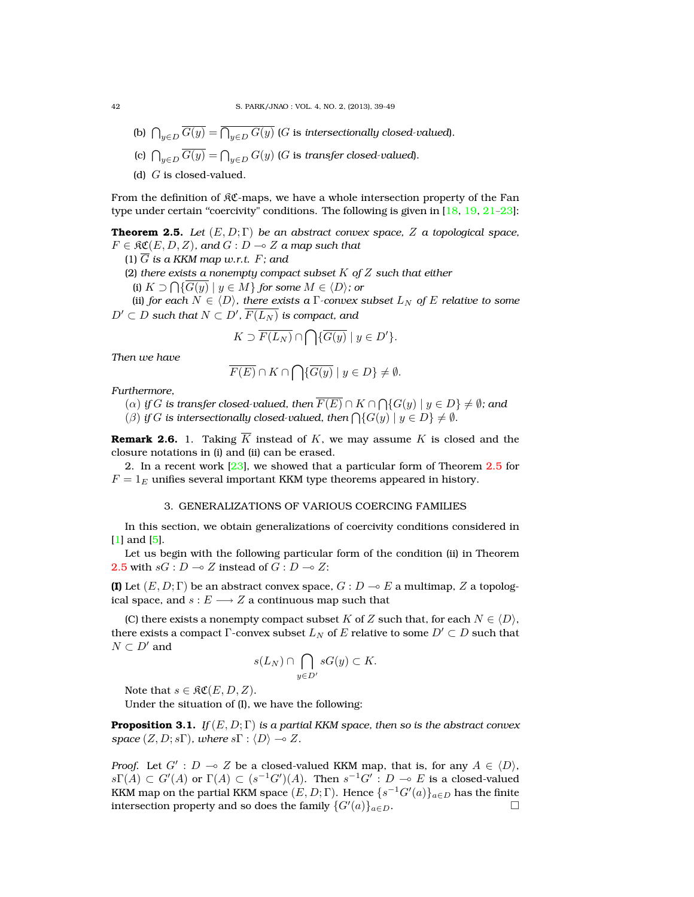(b) $\bigcap_{y \in D} \overline{G(y)} = \overline{\bigcap_{y \in D} G(y)}$ ($G$ is *intersectionally closed-valued*).

(c) $\bigcap_{y \in D} \overline{G(y)} = \bigcap_{y \in D} G(y)$ ($G$ is *transfer closed-valued*).

(d) $G$ is closed-valued.

From the definition of $\mathfrak{KC}$-maps, we have a whole intersection property of the Fan type under certain "coercivity" conditions. The following is given in [18, 19, 21–23]:

**Theorem 2.5.** *Let $(E, D; \Gamma)$ be an abstract convex space, $Z$ a topological space, $F \in \mathfrak{KC}(E, D, Z)$, and $G : D \multimap Z$ a map such that*

*(1) $\overline{G}$ is a KKM map w.r.t. $F$; and*

*(2) there exists a nonempty compact subset $K$ of $Z$ such that either*

*(i) $K \supset \bigcap\{\overline{G(y)} \mid y \in M\}$ for some $M \in \langle D \rangle$; or*

*(ii) for each $N \in \langle D \rangle$, there exists a $\Gamma$-convex subset $L_N$ of $E$ relative to some $D' \subset D$ such that $N \subset D'$, $\overline{F(L_N)}$ is compact, and*

$$K \supset \overline{F(L_N)} \cap \bigcap\{\overline{G(y)} \mid y \in D'\}.$$

*Then we have*

$$\overline{F(E)} \cap K \cap \bigcap\{\overline{G(y)} \mid y \in D\} \neq \emptyset.$$

*Furthermore,*

*$(\alpha)$ if $G$ is transfer closed-valued, then $\overline{F(E)} \cap K \cap \bigcap\{G(y) \mid y \in D\} \neq \emptyset$; and*

*$(\beta)$ if $G$ is intersectionally closed-valued, then $\bigcap\{G(y) \mid y \in D\} \neq \emptyset$.*

**Remark 2.6.** 1. Taking $\overline{K}$ instead of $K$, we may assume $K$ is closed and the closure notations in (i) and (ii) can be erased.

2. In a recent work [23], we showed that a particular form of Theorem 2.5 for $F = 1_E$ unifies several important KKM type theorems appeared in history.

## 3. GENERALIZATIONS OF VARIOUS COERCING FAMILIES

In this section, we obtain generalizations of coercivity conditions considered in [1] and [5].

Let us begin with the following particular form of the condition (ii) in Theorem 2.5 with $sG : D \multimap Z$ instead of $G : D \multimap Z$:

**(I)** Let $(E, D; \Gamma)$ be an abstract convex space, $G : D \multimap E$ a multimap, $Z$ a topological space, and $s : E \longrightarrow Z$ a continuous map such that

(C) there exists a nonempty compact subset $K$ of $Z$ such that, for each $N \in \langle D \rangle$, there exists a compact $\Gamma$-convex subset $L_N$ of $E$ relative to some $D' \subset D$ such that $N \subset D'$ and

$$s(L_N) \cap \bigcap_{y \in D'} sG(y) \subset K.$$

Note that $s \in \mathfrak{KC}(E, D, Z)$.

Under the situation of (I), we have the following:

**Proposition 3.1.** *If $(E, D; \Gamma)$ is a partial KKM space, then so is the abstract convex space $(Z, D; s\Gamma)$, where $s\Gamma : \langle D \rangle \multimap Z$.*

*Proof.* Let $G' : D \multimap Z$ be a closed-valued KKM map, that is, for any $A \in \langle D \rangle$, $s\Gamma(A) \subset G'(A)$ or $\Gamma(A) \subset (s^{-1}G')(A)$. Then $s^{-1}G' : D \multimap E$ is a closed-valued KKM map on the partial KKM space $(E, D; \Gamma)$. Hence $\{s^{-1}G'(a)\}_{a \in D}$ has the finite intersection property and so does the family $\{G'(a)\}_{a \in D}$. □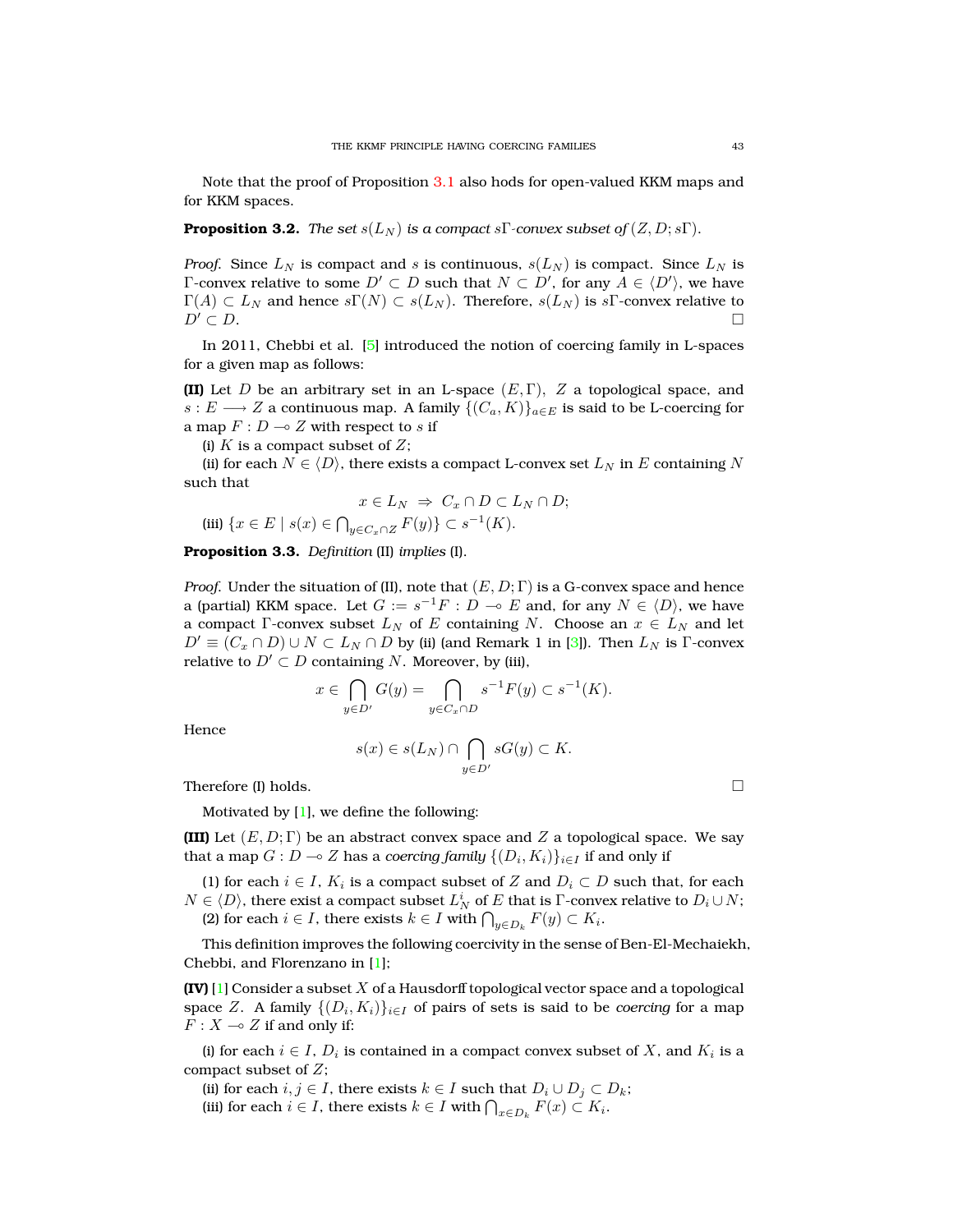Note that the proof of Proposition 3.1 also hods for open-valued KKM maps and for KKM spaces.

**Proposition 3.2.** *The set $s(L_N)$ is a compact $s\Gamma$-convex subset of $(Z, D; s\Gamma)$.*

*Proof.* Since $L_N$ is compact and $s$ is continuous, $s(L_N)$ is compact. Since $L_N$ is $\Gamma$-convex relative to some $D' \subset D$ such that $N \subset D'$, for any $A \in \langle D' \rangle$, we have $\Gamma(A) \subset L_N$ and hence $s\Gamma(N) \subset s(L_N)$. Therefore, $s(L_N)$ is $s\Gamma$-convex relative to $D' \subset D$. □

In 2011, Chebbi et al. [5] introduced the notion of coercing family in L-spaces for a given map as follows:

**(II)** Let $D$ be an arbitrary set in an L-space $(E, \Gamma)$, $Z$ a topological space, and $s : E \longrightarrow Z$ a continuous map. A family $\{(C_a, K)\}_{a \in E}$ is said to be L-coercing for a map $F : D \multimap Z$ with respect to $s$ if

(i) $K$ is a compact subset of $Z$;

(ii) for each $N \in \langle D \rangle$, there exists a compact L-convex set $L_N$ in $E$ containing $N$ such that

$$x \in L_N \ \Rightarrow\ C_x \cap D \subset L_N \cap D;$$

(iii) $\{x \in E \mid s(x) \in \bigcap_{y \in C_x \cap Z} F(y)\} \subset s^{-1}(K)$.

**Proposition 3.3.** *Definition* (II) *implies* (I).

*Proof.* Under the situation of (II), note that $(E, D; \Gamma)$ is a G-convex space and hence a (partial) KKM space. Let $G := s^{-1}F : D \multimap E$ and, for any $N \in \langle D \rangle$, we have a compact $\Gamma$-convex subset $L_N$ of $E$ containing $N$. Choose an $x \in L_N$ and let $D' \equiv (C_x \cap D) \cup N \subset L_N \cap D$ by (ii) (and Remark 1 in [3]). Then $L_N$ is $\Gamma$-convex relative to $D' \subset D$ containing $N$. Moreover, by (iii),

$$x \in \bigcap_{y \in D'} G(y) = \bigcap_{y \in C_x \cap D} s^{-1}F(y) \subset s^{-1}(K).$$

Hence

$$s(x) \in s(L_N) \cap \bigcap_{y \in D'} sG(y) \subset K.$$

Therefore (I) holds. □

Motivated by [1], we define the following:

**(III)** Let $(E, D; \Gamma)$ be an abstract convex space and $Z$ a topological space. We say that a map $G : D \multimap Z$ has a *coercing family* $\{(D_i, K_i)\}_{i \in I}$ if and only if

(1) for each $i \in I$, $K_i$ is a compact subset of $Z$ and $D_i \subset D$ such that, for each $N \in \langle D \rangle$, there exist a compact subset $L_N^i$ of $E$ that is $\Gamma$-convex relative to $D_i \cup N$;

(2) for each $i \in I$, there exists $k \in I$ with $\bigcap_{y \in D_k} F(y) \subset K_i$.

This definition improves the following coercivity in the sense of Ben-El-Mechaiekh, Chebbi, and Florenzano in [1];

**(IV)** [1] Consider a subset $X$ of a Hausdorff topological vector space and a topological space $Z$. A family $\{(D_i, K_i)\}_{i \in I}$ of pairs of sets is said to be *coercing* for a map $F : X \multimap Z$ if and only if:

(i) for each $i \in I$, $D_i$ is contained in a compact convex subset of $X$, and $K_i$ is a compact subset of $Z$;

(ii) for each $i, j \in I$, there exists $k \in I$ such that $D_i \cup D_j \subset D_k$;

(iii) for each $i \in I$, there exists $k \in I$ with $\bigcap_{x \in D_k} F(x) \subset K_i$.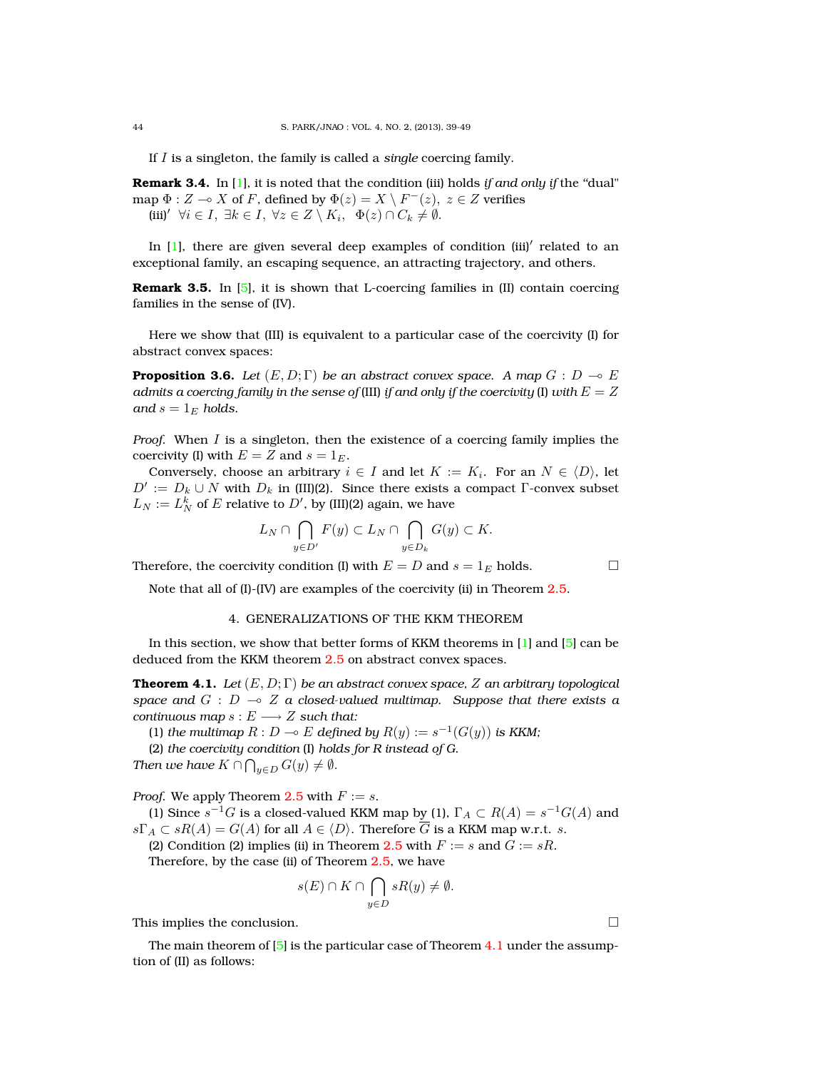If $I$ is a singleton, the family is called a *single* coercing family.

**Remark 3.4.** In [1], it is noted that the condition (iii) holds *if and only if* the "dual" map $\Phi : Z \multimap X$ of $F$, defined by $\Phi(z) = X \setminus F^{-}(z),\ z \in Z$ verifies
(iii)′ $\forall i \in I,\ \exists k \in I,\ \forall z \in Z \setminus K_i,\ \ \Phi(z) \cap C_k \neq \emptyset.$

In [1], there are given several deep examples of condition (iii)′ related to an exceptional family, an escaping sequence, an attracting trajectory, and others.

**Remark 3.5.** In [5], it is shown that L-coercing families in (II) contain coercing families in the sense of (IV).

Here we show that (III) is equivalent to a particular case of the coercivity (I) for abstract convex spaces:

**Proposition 3.6.** *Let $(E, D; \Gamma)$ be an abstract convex space. A map $G : D \multimap E$ admits a coercing family in the sense of* (III) *if and only if the coercivity* (I) *with $E = Z$ and $s = 1_E$ holds.*

*Proof.* When $I$ is a singleton, then the existence of a coercing family implies the coercivity (I) with $E = Z$ and $s = 1_E$.

Conversely, choose an arbitrary $i \in I$ and let $K := K_i$. For an $N \in \langle D \rangle$, let $D' := D_k \cup N$ with $D_k$ in (III)(2). Since there exists a compact $\Gamma$-convex subset $L_N := L_N^k$ of $E$ relative to $D'$, by (III)(2) again, we have

$$L_N \cap \bigcap_{y \in D'} F(y) \subset L_N \cap \bigcap_{y \in D_k} G(y) \subset K.$$

Therefore, the coercivity condition (I) with $E = D$ and $s = 1_E$ holds. □

Note that all of (I)-(IV) are examples of the coercivity (ii) in Theorem 2.5.

## 4. GENERALIZATIONS OF THE KKM THEOREM

In this section, we show that better forms of KKM theorems in [1] and [5] can be deduced from the KKM theorem 2.5 on abstract convex spaces.

**Theorem 4.1.** *Let $(E, D; \Gamma)$ be an abstract convex space, $Z$ an arbitrary topological space and $G : D \multimap Z$ a closed-valued multimap. Suppose that there exists a continuous map $s : E \longrightarrow Z$ such that:*

(1) *the multimap $R : D \multimap E$ defined by $R(y) := s^{-1}(G(y))$ is KKM;*

(2) *the coercivity condition* (I) *holds for $R$ instead of $G$.*

*Then we have $K \cap \bigcap_{y \in D} G(y) \neq \emptyset$.*

*Proof.* We apply Theorem 2.5 with $F := s$.

(1) Since $s^{-1}G$ is a closed-valued KKM map by (1), $\Gamma_A \subset R(A) = s^{-1}G(A)$ and $s\Gamma_A \subset sR(A) = G(A)$ for all $A \in \langle D \rangle$. Therefore $\overline{G}$ is a KKM map w.r.t. $s$.

(2) Condition (2) implies (ii) in Theorem 2.5 with $F := s$ and $G := sR$.

Therefore, by the case (ii) of Theorem 2.5, we have

$$s(E) \cap K \cap \bigcap_{y \in D} sR(y) \neq \emptyset.$$

This implies the conclusion. □

The main theorem of [5] is the particular case of Theorem 4.1 under the assumption of (II) as follows: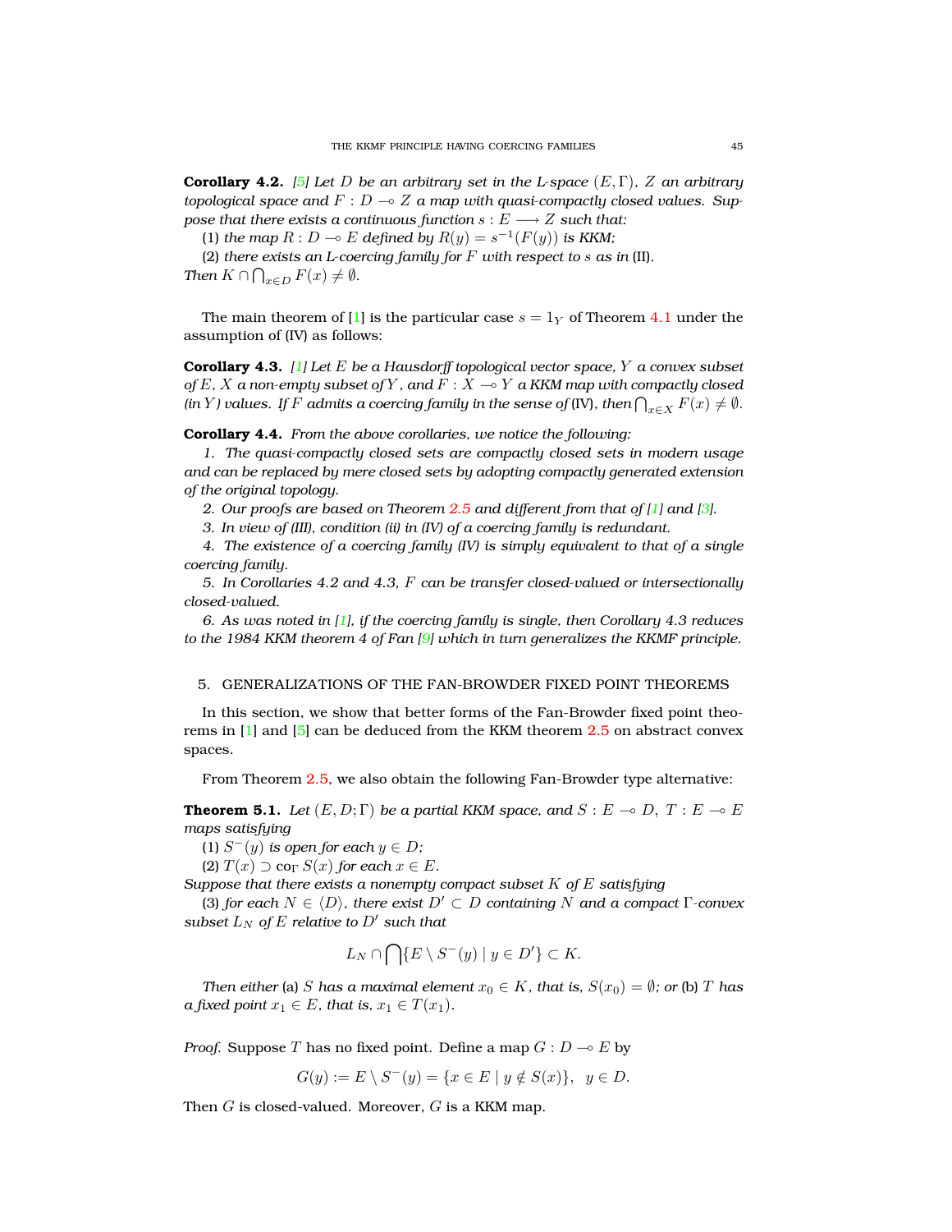**Corollary 4.2.** *[5] Let $D$ be an arbitrary set in the L-space $(E, \Gamma)$, $Z$ an arbitrary topological space and $F : D \multimap Z$ a map with quasi-compactly closed values. Suppose that there exists a continuous function $s : E \longrightarrow Z$ such that:*

(1) *the map $R : D \multimap E$ defined by $R(y) = s^{-1}(F(y))$ is KKM;*

(2) *there exists an L-coercing family for $F$ with respect to $s$ as in* (II).

*Then $K \cap \bigcap_{x \in D} F(x) \neq \emptyset$.*

The main theorem of [1] is the particular case $s = 1_Y$ of Theorem 4.1 under the assumption of (IV) as follows:

**Corollary 4.3.** *[1] Let $E$ be a Hausdorff topological vector space, $Y$ a convex subset of $E$, $X$ a non-empty subset of $Y$, and $F : X \multimap Y$ a KKM map with compactly closed (in $Y$) values. If $F$ admits a coercing family in the sense of* (IV)*, then $\bigcap_{x \in X} F(x) \neq \emptyset$.*

**Corollary 4.4.** *From the above corollaries, we notice the following:*

*1. The quasi-compactly closed sets are compactly closed sets in modern usage and can be replaced by mere closed sets by adopting compactly generated extension of the original topology.*

*2. Our proofs are based on Theorem 2.5 and different from that of [1] and [3].*

*3. In view of (III), condition (ii) in (IV) of a coercing family is redundant.*

*4. The existence of a coercing family (IV) is simply equivalent to that of a single coercing family.*

*5. In Corollaries 4.2 and 4.3, $F$ can be transfer closed-valued or intersectionally closed-valued.*

*6. As was noted in [1], if the coercing family is single, then Corollary 4.3 reduces to the 1984 KKM theorem 4 of Fan [9] which in turn generalizes the KKMF principle.*

## 5. GENERALIZATIONS OF THE FAN-BROWDER FIXED POINT THEOREMS

In this section, we show that better forms of the Fan-Browder fixed point theorems in [1] and [5] can be deduced from the KKM theorem 2.5 on abstract convex spaces.

From Theorem 2.5, we also obtain the following Fan-Browder type alternative:

**Theorem 5.1.** *Let $(E, D; \Gamma)$ be a partial KKM space, and $S : E \multimap D$, $T : E \multimap E$ maps satisfying*

(1) *$S^{-}(y)$ is open for each $y \in D$;*

(2) *$T(x) \supset \mathrm{co}_\Gamma S(x)$ for each $x \in E$.*

*Suppose that there exists a nonempty compact subset $K$ of $E$ satisfying*

(3) *for each $N \in \langle D \rangle$, there exist $D' \subset D$ containing $N$ and a compact $\Gamma$-convex subset $L_N$ of $E$ relative to $D'$ such that*

$$L_N \cap \bigcap \{E \setminus S^{-}(y) \mid y \in D'\} \subset K.$$

*Then either* (a) *$S$ has a maximal element $x_0 \in K$, that is, $S(x_0) = \emptyset$; or* (b) *$T$ has a fixed point $x_1 \in E$, that is, $x_1 \in T(x_1)$.*

*Proof.* Suppose $T$ has no fixed point. Define a map $G : D \multimap E$ by

$$G(y) := E \setminus S^{-}(y) = \{x \in E \mid y \notin S(x)\}, \ \ y \in D.$$

Then $G$ is closed-valued. Moreover, $G$ is a KKM map.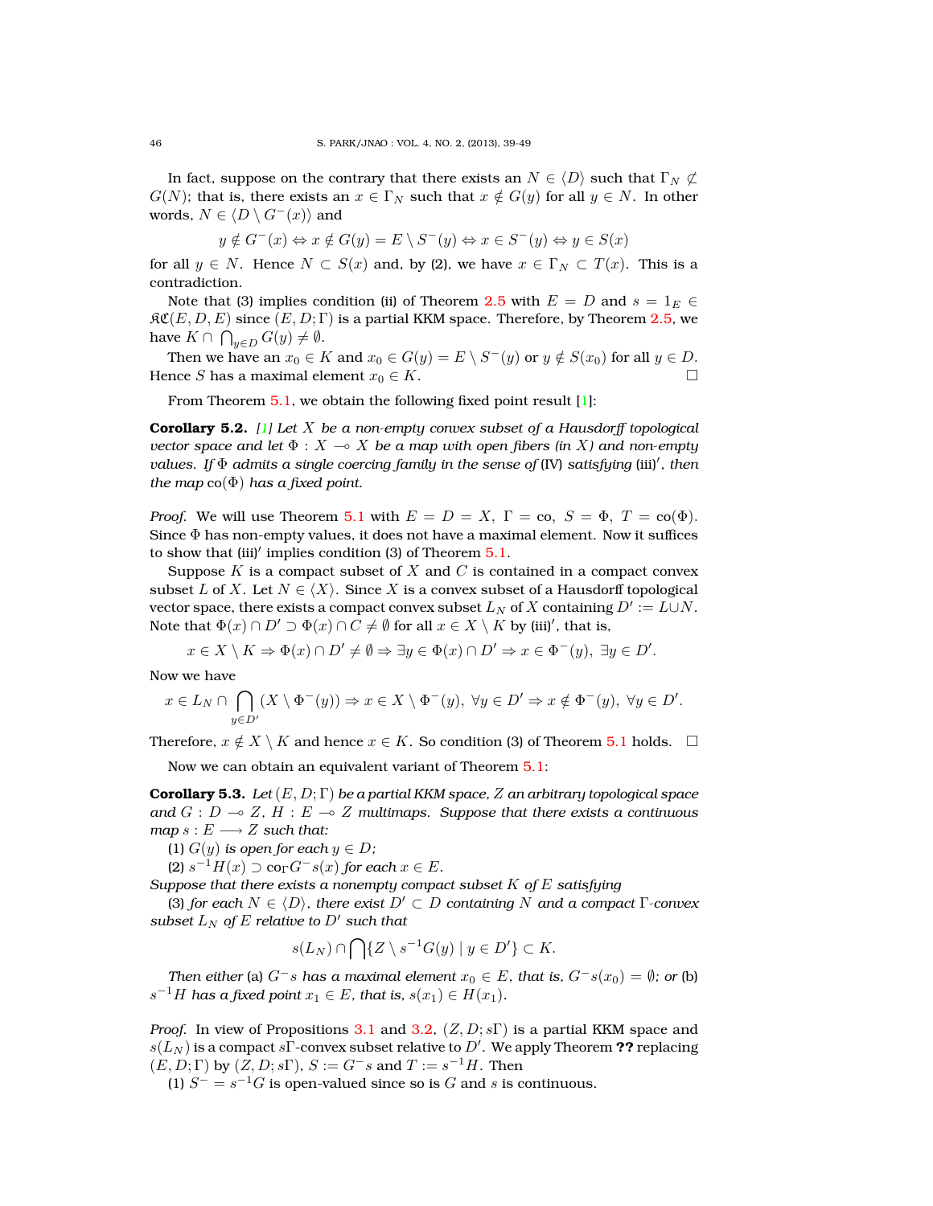In fact, suppose on the contrary that there exists an $N \in \langle D \rangle$ such that $\Gamma_N \not\subset G(N)$; that is, there exists an $x \in \Gamma_N$ such that $x \notin G(y)$ for all $y \in N$. In other words, $N \in \langle D \setminus G^-(x) \rangle$ and

$$y \notin G^-(x) \Leftrightarrow x \notin G(y) = E \setminus S^-(y) \Leftrightarrow x \in S^-(y) \Leftrightarrow y \in S(x)$$

for all $y \in N$. Hence $N \subset S(x)$ and, by (2), we have $x \in \Gamma_N \subset T(x)$. This is a contradiction.

Note that (3) implies condition (ii) of Theorem 2.5 with $E = D$ and $s = 1_E \in \mathfrak{KC}(E, D, E)$ since $(E, D; \Gamma)$ is a partial KKM space. Therefore, by Theorem 2.5, we have $K \cap \bigcap_{y \in D} G(y) \neq \emptyset$.

Then we have an $x_0 \in K$ and $x_0 \in G(y) = E \setminus S^-(y)$ or $y \notin S(x_0)$ for all $y \in D$. Hence $S$ has a maximal element $x_0 \in K$. □

From Theorem 5.1, we obtain the following fixed point result [1]:

**Corollary 5.2.** *[1] Let $X$ be a non-empty convex subset of a Hausdorff topological vector space and let $\Phi : X \multimap X$ be a map with open fibers (in $X$) and non-empty values. If $\Phi$ admits a single coercing family in the sense of* (IV) *satisfying* (iii)$'$*, then the map* $\mathrm{co}(\Phi)$ *has a fixed point.*

*Proof.* We will use Theorem 5.1 with $E = D = X$, $\Gamma = \mathrm{co}$, $S = \Phi$, $T = \mathrm{co}(\Phi)$. Since $\Phi$ has non-empty values, it does not have a maximal element. Now it suffices to show that (iii)$'$ implies condition (3) of Theorem 5.1.

Suppose $K$ is a compact subset of $X$ and $C$ is contained in a compact convex subset $L$ of $X$. Let $N \in \langle X \rangle$. Since $X$ is a convex subset of a Hausdorff topological vector space, there exists a compact convex subset $L_N$ of $X$ containing $D' := L \cup N$. Note that $\Phi(x) \cap D' \supset \Phi(x) \cap C \neq \emptyset$ for all $x \in X \setminus K$ by (iii)$'$, that is,

$$x \in X \setminus K \Rightarrow \Phi(x) \cap D' \neq \emptyset \Rightarrow \exists y \in \Phi(x) \cap D' \Rightarrow x \in \Phi^-(y),\ \exists y \in D'.$$

Now we have

$$x \in L_N \cap \bigcap_{y \in D'} (X \setminus \Phi^-(y)) \Rightarrow x \in X \setminus \Phi^-(y),\ \forall y \in D' \Rightarrow x \notin \Phi^-(y),\ \forall y \in D'.$$

Therefore, $x \notin X \setminus K$ and hence $x \in K$. So condition (3) of Theorem 5.1 holds. □

Now we can obtain an equivalent variant of Theorem 5.1:

**Corollary 5.3.** *Let $(E, D; \Gamma)$ be a partial KKM space, $Z$ an arbitrary topological space and $G : D \multimap Z$, $H : E \multimap Z$ multimaps. Suppose that there exists a continuous map $s : E \longrightarrow Z$ such that:*

(1) *$G(y)$ is open for each $y \in D$;*

(2) *$s^{-1}H(x) \supset \mathrm{co}_\Gamma G^- s(x)$ for each $x \in E$.*

*Suppose that there exists a nonempty compact subset $K$ of $E$ satisfying*

(3) *for each $N \in \langle D \rangle$, there exist $D' \subset D$ containing $N$ and a compact $\Gamma$-convex subset $L_N$ of $E$ relative to $D'$ such that*

$$s(L_N) \cap \bigcap \{Z \setminus s^{-1}G(y) \mid y \in D'\} \subset K.$$

*Then either* (a) *$G^- s$ has a maximal element $x_0 \in E$, that is, $G^- s(x_0) = \emptyset$; or* (b) *$s^{-1}H$ has a fixed point $x_1 \in E$, that is, $s(x_1) \in H(x_1)$.*

*Proof.* In view of Propositions 3.1 and 3.2, $(Z, D; s\Gamma)$ is a partial KKM space and $s(L_N)$ is a compact $s\Gamma$-convex subset relative to $D'$. We apply Theorem **??** replacing $(E, D; \Gamma)$ by $(Z, D; s\Gamma)$, $S := G^- s$ and $T := s^{-1}H$. Then

(1) $S^- = s^{-1}G$ is open-valued since so is $G$ and $s$ is continuous.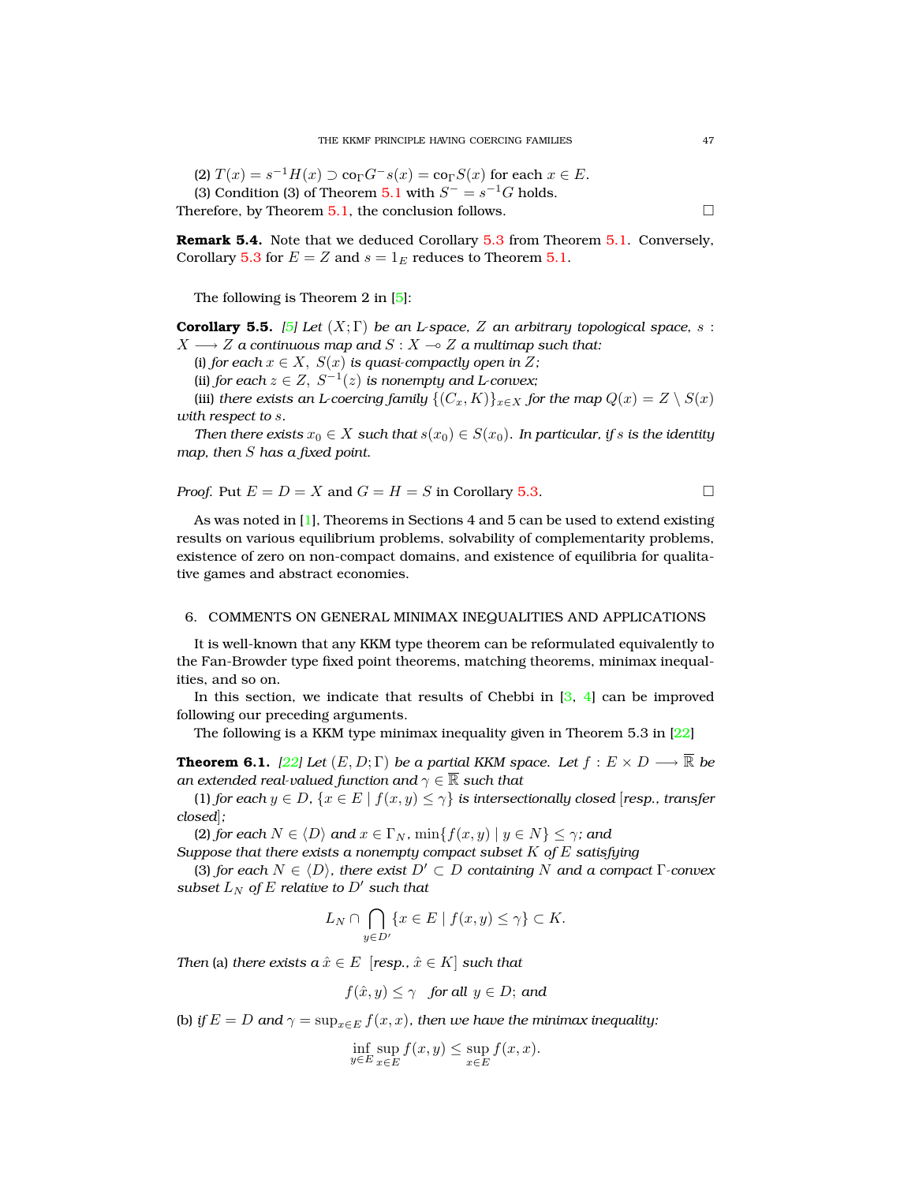(2) $T(x) = s^{-1}H(x) \supset \mathrm{co}_\Gamma G^- s(x) = \mathrm{co}_\Gamma S(x)$ for each $x \in E$.

(3) Condition (3) of Theorem 5.1 with $S^- = s^{-1}G$ holds.

Therefore, by Theorem 5.1, the conclusion follows. □

**Remark 5.4.** Note that we deduced Corollary 5.3 from Theorem 5.1. Conversely, Corollary 5.3 for $E = Z$ and $s = 1_E$ reduces to Theorem 5.1.

The following is Theorem 2 in [5]:

**Corollary 5.5.** *[5] Let $(X; \Gamma)$ be an L-space, $Z$ an arbitrary topological space, $s : X \longrightarrow Z$ a continuous map and $S : X \multimap Z$ a multimap such that:*

(i) *for each $x \in X$, $S(x)$ is quasi-compactly open in $Z$;*

(ii) *for each $z \in Z$, $S^{-1}(z)$ is nonempty and L-convex;*

(iii) *there exists an L-coercing family $\{(C_x, K)\}_{x \in X}$ for the map $Q(x) = Z \setminus S(x)$ with respect to $s$.*

*Then there exists $x_0 \in X$ such that $s(x_0) \in S(x_0)$. In particular, if $s$ is the identity map, then $S$ has a fixed point.*

*Proof.* Put $E = D = X$ and $G = H = S$ in Corollary 5.3. □

As was noted in [1], Theorems in Sections 4 and 5 can be used to extend existing results on various equilibrium problems, solvability of complementarity problems, existence of zero on non-compact domains, and existence of equilibria for qualitative games and abstract economies.

## 6. Comments on general minimax inequalities and applications

It is well-known that any KKM type theorem can be reformulated equivalently to the Fan-Browder type fixed point theorems, matching theorems, minimax inequalities, and so on.

In this section, we indicate that results of Chebbi in [3, 4] can be improved following our preceding arguments.

The following is a KKM type minimax inequality given in Theorem 5.3 in [22]

**Theorem 6.1.** *[22] Let $(E, D; \Gamma)$ be a partial KKM space. Let $f : E \times D \longrightarrow \overline{\mathbb{R}}$ be an extended real-valued function and $\gamma \in \overline{\mathbb{R}}$ such that*

(1) *for each $y \in D$, $\{x \in E \mid f(x, y) \leq \gamma\}$ is intersectionally closed [resp., transfer closed];*

(2) *for each $N \in \langle D \rangle$ and $x \in \Gamma_N$, $\min\{f(x, y) \mid y \in N\} \leq \gamma$; and*

*Suppose that there exists a nonempty compact subset $K$ of $E$ satisfying*

(3) *for each $N \in \langle D \rangle$, there exist $D' \subset D$ containing $N$ and a compact $\Gamma$-convex subset $L_N$ of $E$ relative to $D'$ such that*

$$L_N \cap \bigcap_{y \in D'} \{x \in E \mid f(x, y) \leq \gamma\} \subset K.$$

*Then* (a) *there exists a $\hat{x} \in E$ [resp., $\hat{x} \in K$] such that*

$$f(\hat{x}, y) \leq \gamma \quad \text{for all } y \in D; \text{ and}$$

(b) *if $E = D$ and $\gamma = \sup_{x \in E} f(x, x)$, then we have the minimax inequality:*

$$\inf_{y \in E} \sup_{x \in E} f(x, y) \leq \sup_{x \in E} f(x, x).$$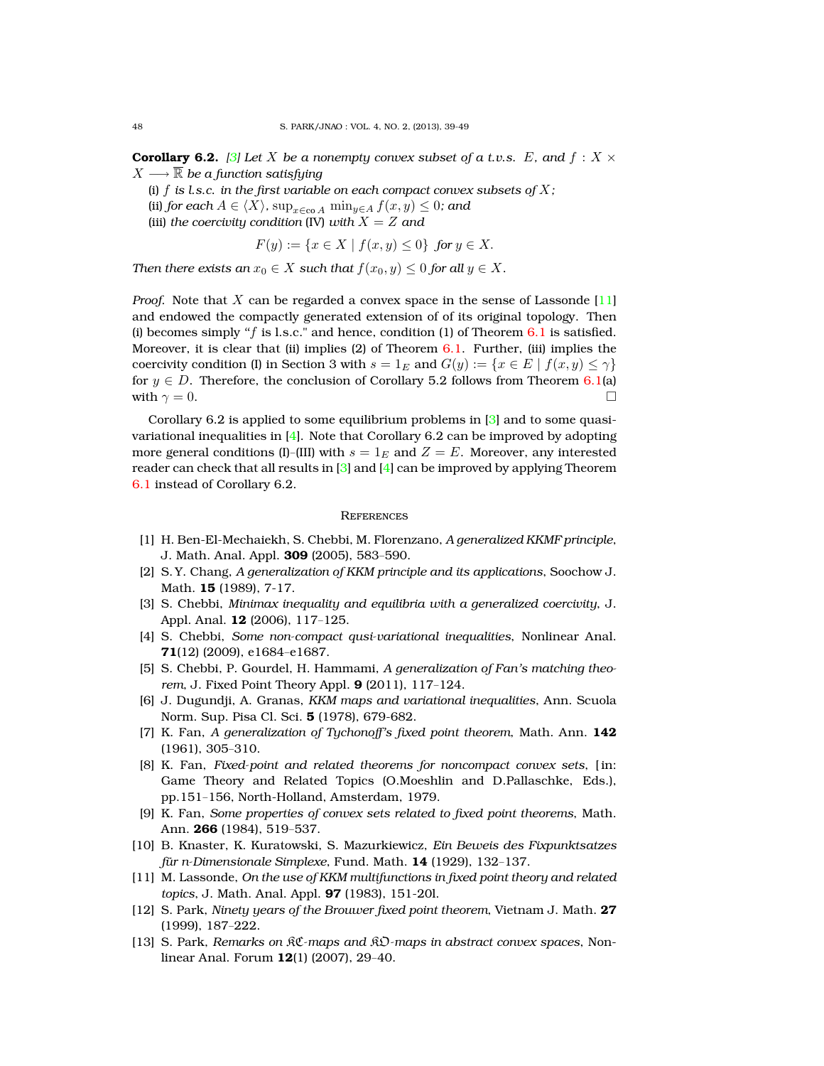**Corollary 6.2.** *[3] Let $X$ be a nonempty convex subset of a t.v.s. $E$, and $f : X \times X \longrightarrow \overline{\mathbb{R}}$ be a function satisfying*

(i) *$f$ is l.s.c. in the first variable on each compact convex subsets of $X$;*
(ii) *for each $A \in \langle X \rangle$, $\sup_{x \in \mathrm{co}\, A} \min_{y \in A} f(x,y) \leq 0$; and*
(iii) *the coercivity condition* (IV) *with $X = Z$ and*

$$F(y) := \{x \in X \mid f(x,y) \leq 0\} \;\; \text{for } y \in X.$$

*Then there exists an $x_0 \in X$ such that $f(x_0, y) \leq 0$ for all $y \in X$.*

*Proof.* Note that $X$ can be regarded a convex space in the sense of Lassonde [11] and endowed the compactly generated extension of of its original topology. Then (i) becomes simply "$f$ is l.s.c." and hence, condition (1) of Theorem 6.1 is satisfied. Moreover, it is clear that (ii) implies (2) of Theorem 6.1. Further, (iii) implies the coercivity condition (I) in Section 3 with $s = 1_E$ and $G(y) := \{x \in E \mid f(x,y) \leq \gamma\}$ for $y \in D$. Therefore, the conclusion of Corollary 5.2 follows from Theorem 6.1(a) with $\gamma = 0$. □

Corollary 6.2 is applied to some equilibrium problems in [3] and to some quasi-variational inequalities in [4]. Note that Corollary 6.2 can be improved by adopting more general conditions (I)–(III) with $s = 1_E$ and $Z = E$. Moreover, any interested reader can check that all results in [3] and [4] can be improved by applying Theorem 6.1 instead of Corollary 6.2.

## References

[1] H. Ben-El-Mechaiekh, S. Chebbi, M. Florenzano, *A generalized KKMF principle*, J. Math. Anal. Appl. **309** (2005), 583–590.

[2] S. Y. Chang, *A generalization of KKM principle and its applications*, Soochow J. Math. **15** (1989), 7-17.

[3] S. Chebbi, *Minimax inequality and equilibria with a generalized coercivity*, J. Appl. Anal. **12** (2006), 117–125.

[4] S. Chebbi, *Some non-compact qusi-variational inequalities*, Nonlinear Anal. **71**(12) (2009), e1684–e1687.

[5] S. Chebbi, P. Gourdel, H. Hammami, *A generalization of Fan's matching theorem*, J. Fixed Point Theory Appl. **9** (2011), 117–124.

[6] J. Dugundji, A. Granas, *KKM maps and variational inequalities*, Ann. Scuola Norm. Sup. Pisa Cl. Sci. **5** (1978), 679-682.

[7] K. Fan, *A generalization of Tychonoff's fixed point theorem*, Math. Ann. **142** (1961), 305–310.

[8] K. Fan, *Fixed-point and related theorems for noncompact convex sets*, [in: Game Theory and Related Topics (O.Moeshlin and D.Pallaschke, Eds.), pp.151–156, North-Holland, Amsterdam, 1979.

[9] K. Fan, *Some properties of convex sets related to fixed point theorems*, Math. Ann. **266** (1984), 519–537.

[10] B. Knaster, K. Kuratowski, S. Mazurkiewicz, *Ein Beweis des Fixpunktsatzes für n-Dimensionale Simplexe*, Fund. Math. **14** (1929), 132–137.

[11] M. Lassonde, *On the use of KKM multifunctions in fixed point theory and related topics*, J. Math. Anal. Appl. **97** (1983), 151-20l.

[12] S. Park, *Ninety years of the Brouwer fixed point theorem*, Vietnam J. Math. **27** (1999), 187–222.

[13] S. Park, *Remarks on $\mathfrak{KC}$-maps and $\mathfrak{KO}$-maps in abstract convex spaces*, Nonlinear Anal. Forum **12**(1) (2007), 29–40.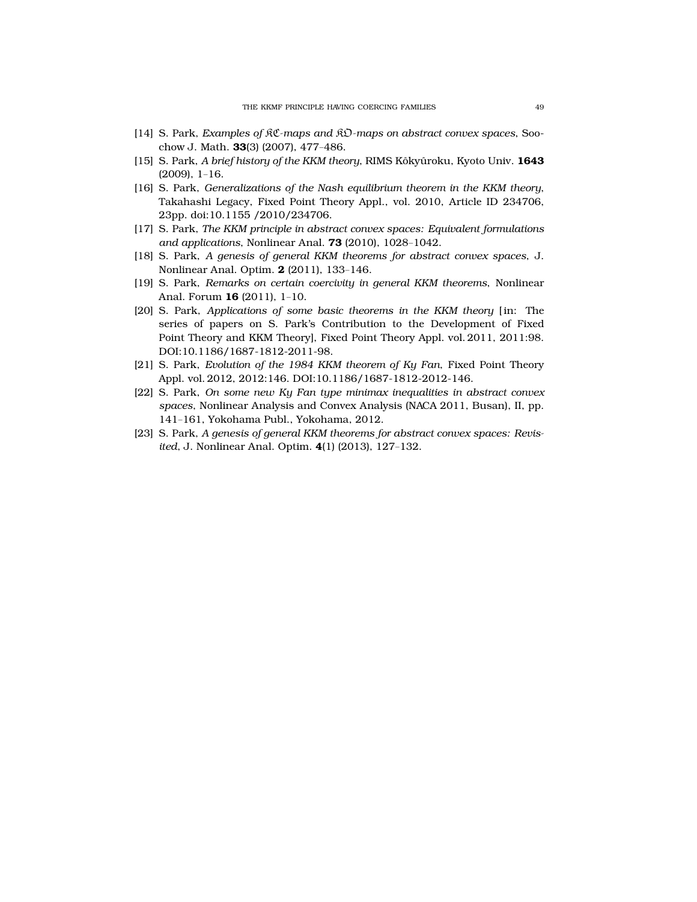[14] S. Park, *Examples of $\mathfrak{KC}$-maps and $\mathfrak{KO}$-maps on abstract convex spaces*, Soochow J. Math. **33**(3) (2007), 477–486.

[15] S. Park, *A brief history of the KKM theory*, RIMS Kôkyûroku, Kyoto Univ. **1643** (2009), 1–16.

[16] S. Park, *Generalizations of the Nash equilibrium theorem in the KKM theory*, Takahashi Legacy, Fixed Point Theory Appl., vol. 2010, Article ID 234706, 23pp. doi:10.1155 /2010/234706.

[17] S. Park, *The KKM principle in abstract convex spaces: Equivalent formulations and applications*, Nonlinear Anal. **73** (2010), 1028–1042.

[18] S. Park, *A genesis of general KKM theorems for abstract convex spaces*, J. Nonlinear Anal. Optim. **2** (2011), 133–146.

[19] S. Park, *Remarks on certain coercivity in general KKM theorems*, Nonlinear Anal. Forum **16** (2011), 1–10.

[20] S. Park, *Applications of some basic theorems in the KKM theory* [in: The series of papers on S. Park's Contribution to the Development of Fixed Point Theory and KKM Theory], Fixed Point Theory Appl. vol. 2011, 2011:98. DOI:10.1186/1687-1812-2011-98.

[21] S. Park, *Evolution of the 1984 KKM theorem of Ky Fan*, Fixed Point Theory Appl. vol. 2012, 2012:146. DOI:10.1186/1687-1812-2012-146.

[22] S. Park, *On some new Ky Fan type minimax inequalities in abstract convex spaces*, Nonlinear Analysis and Convex Analysis (NACA 2011, Busan), II, pp. 141–161, Yokohama Publ., Yokohama, 2012.

[23] S. Park, *A genesis of general KKM theorems for abstract convex spaces: Revisited*, J. Nonlinear Anal. Optim. **4**(1) (2013), 127–132.